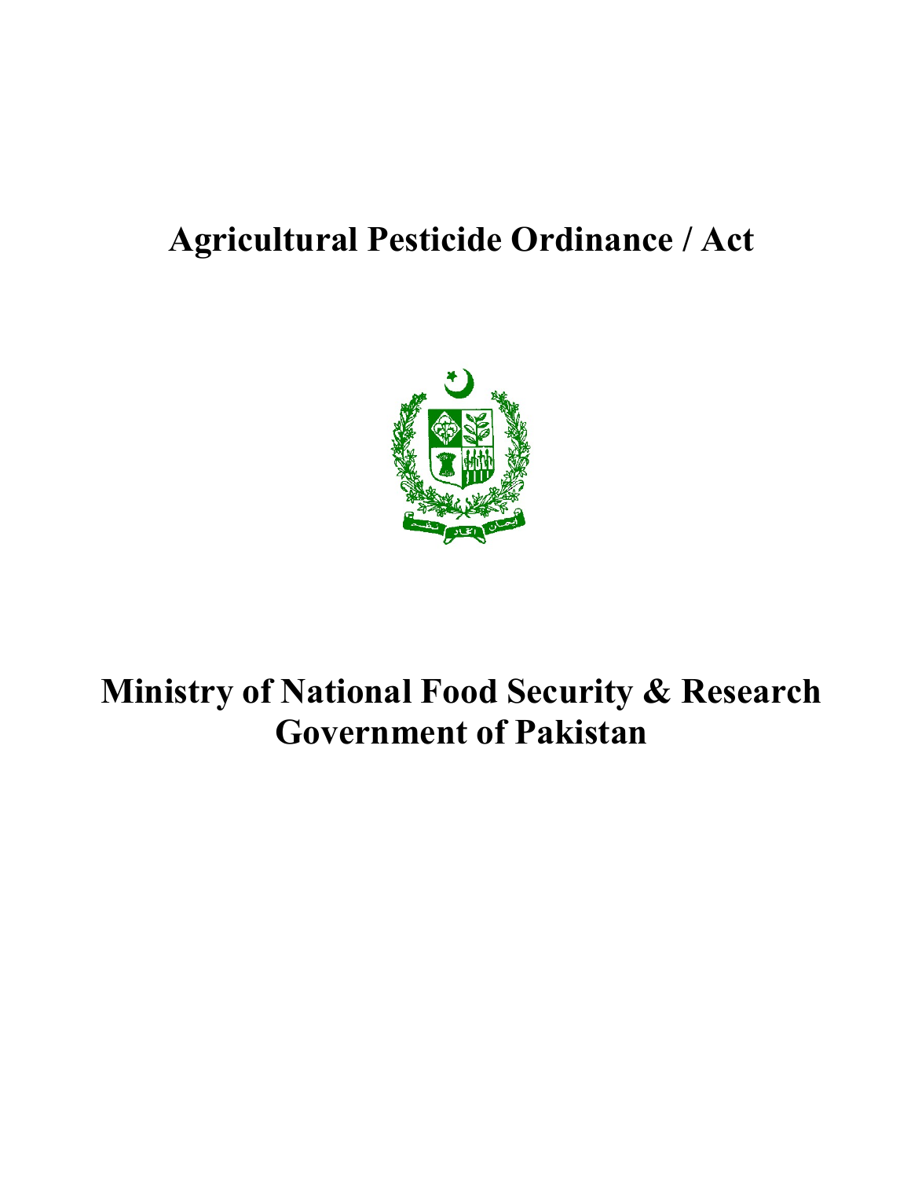# Agricultural Pesticide Ordinance / Act

# Ministry of National Food Security & Research
# Government of Pakistan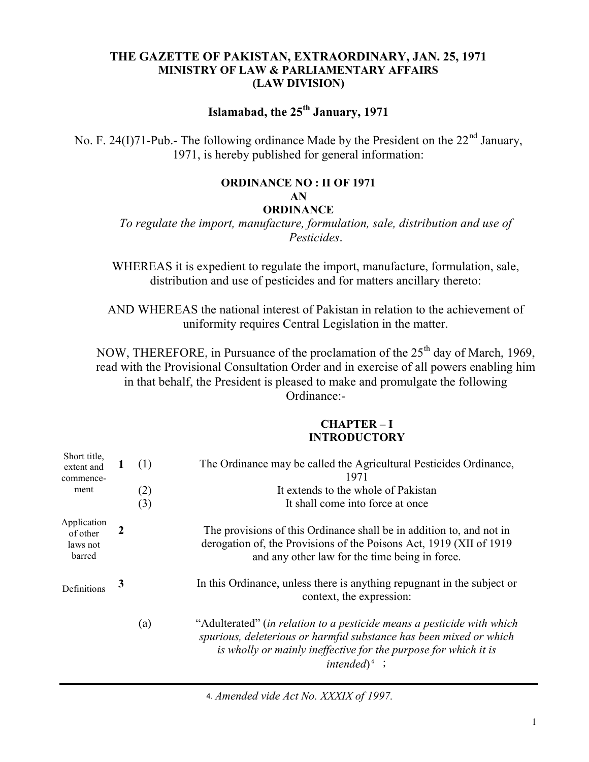**THE GAZETTE OF PAKISTAN, EXTRAORDINARY, JAN. 25, 1971**
**MINISTRY OF LAW & PARLIAMENTARY AFFAIRS**
**(LAW DIVISION)**

**Islamabad, the 25th January, 1971**

No. F. 24(I)71-Pub.- The following ordinance Made by the President on the 22nd January, 1971, is hereby published for general information:

**ORDINANCE NO : II OF 1971**
**AN**
**ORDINANCE**

*To regulate the import, manufacture, formulation, sale, distribution and use of Pesticides*.

WHEREAS it is expedient to regulate the import, manufacture, formulation, sale, distribution and use of pesticides and for matters ancillary thereto:

AND WHEREAS the national interest of Pakistan in relation to the achievement of uniformity requires Central Legislation in the matter.

NOW, THEREFORE, in Pursuance of the proclamation of the 25th day of March, 1969, read with the Provisional Consultation Order and in exercise of all powers enabling him in that behalf, the President is pleased to make and promulgate the following Ordinance:-

## CHAPTER – I
## INTRODUCTORY

*Short title, extent and commencement*

**1** (1) The Ordinance may be called the Agricultural Pesticides Ordinance, 1971

(2) It extends to the whole of Pakistan

(3) It shall come into force at once

*Application of other laws not barred*

**2** The provisions of this Ordinance shall be in addition to, and not in derogation of, the Provisions of the Poisons Act, 1919 (XII of 1919 and any other law for the time being in force.

*Definitions*

**3** In this Ordinance, unless there is anything repugnant in the subject or context, the expression:

(a) "Adulterated" (*in relation to a pesticide means a pesticide with which spurious, deleterious or harmful substance has been mixed or which is wholly or mainly ineffective for the purpose for which it is intended*)[4] ;

---

4. *Amended vide Act No. XXXIX of 1997.*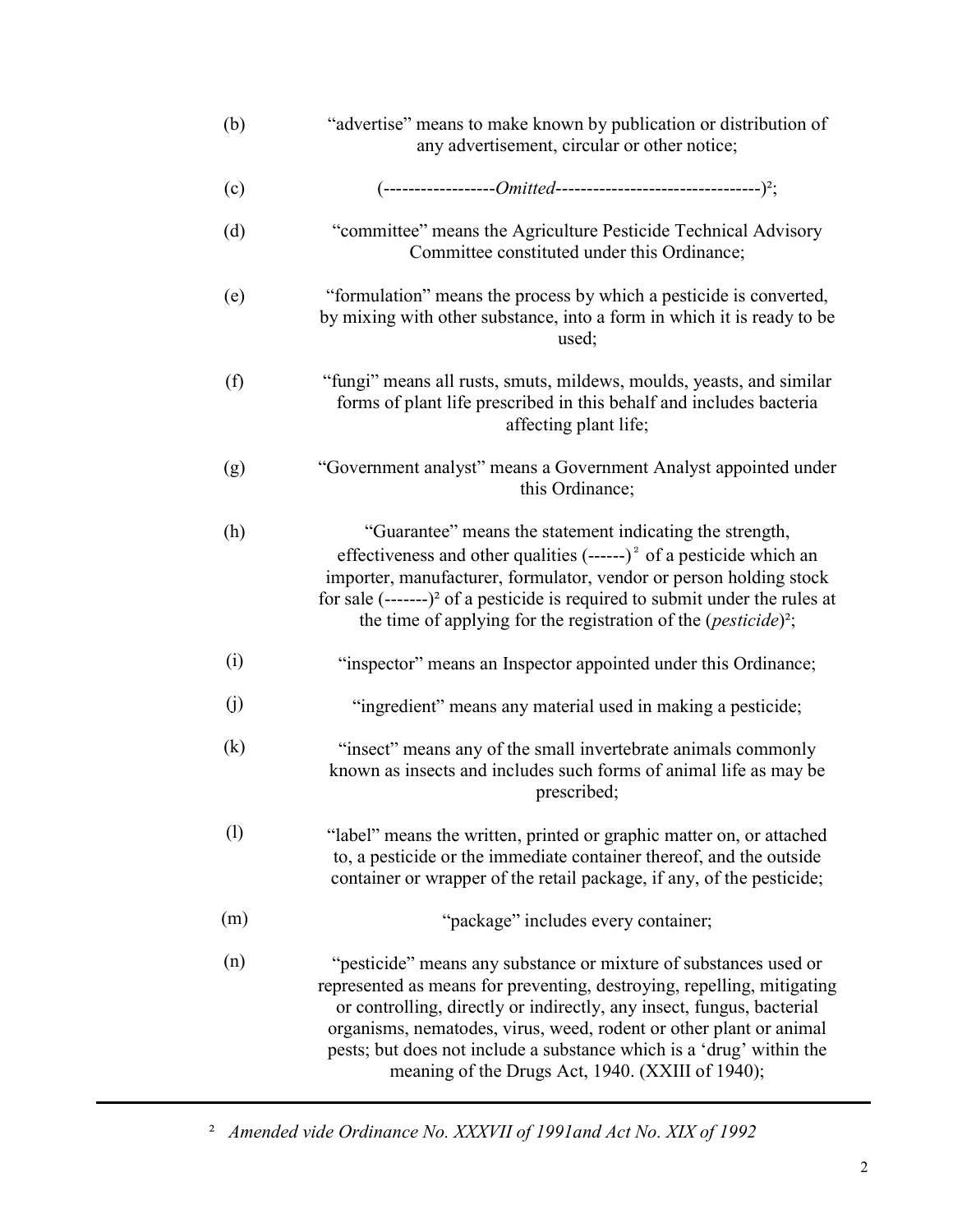(b) "advertise" means to make known by publication or distribution of any advertisement, circular or other notice;

(c) (-----------------*Omitted*--------------------------------)[2];

(d) "committee" means the Agriculture Pesticide Technical Advisory Committee constituted under this Ordinance;

(e) "formulation" means the process by which a pesticide is converted, by mixing with other substance, into a form in which it is ready to be used;

(f) "fungi" means all rusts, smuts, mildews, moulds, yeasts, and similar forms of plant life prescribed in this behalf and includes bacteria affecting plant life;

(g) "Government analyst" means a Government Analyst appointed under this Ordinance;

(h) "Guarantee" means the statement indicating the strength, effectiveness and other qualities (------)[2] of a pesticide which an importer, manufacturer, formulator, vendor or person holding stock for sale (-------)[2] of a pesticide is required to submit under the rules at the time of applying for the registration of the (*pesticide*)[2];

(i) "inspector" means an Inspector appointed under this Ordinance;

(j) "ingredient" means any material used in making a pesticide;

(k) "insect" means any of the small invertebrate animals commonly known as insects and includes such forms of animal life as may be prescribed;

(l) "label" means the written, printed or graphic matter on, or attached to, a pesticide or the immediate container thereof, and the outside container or wrapper of the retail package, if any, of the pesticide;

(m) "package" includes every container;

(n) "pesticide" means any substance or mixture of substances used or represented as means for preventing, destroying, repelling, mitigating or controlling, directly or indirectly, any insect, fungus, bacterial organisms, nematodes, virus, weed, rodent or other plant or animal pests; but does not include a substance which is a 'drug' within the meaning of the Drugs Act, 1940. (XXIII of 1940);

---

[2] *Amended vide Ordinance No. XXXVII of 1991and Act No. XIX of 1992*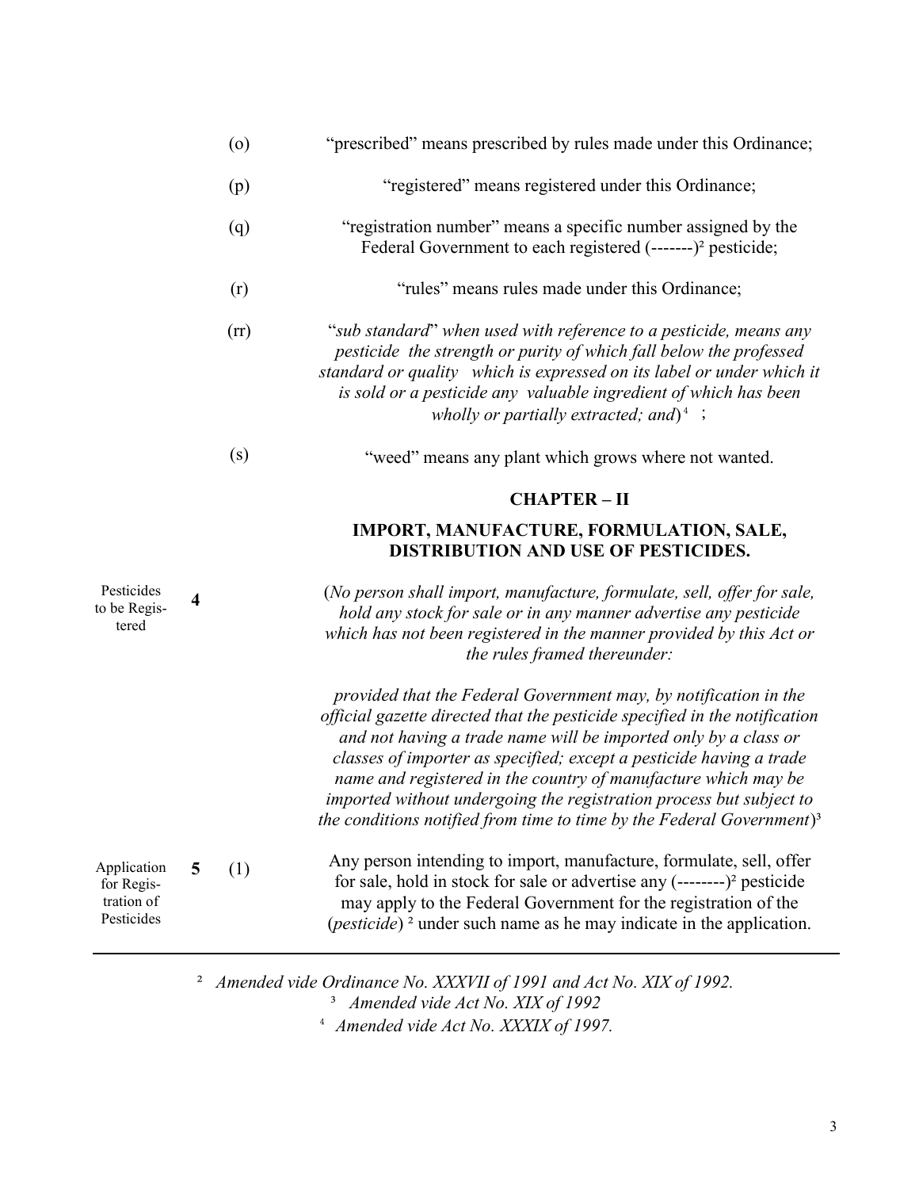(o) "prescribed" means prescribed by rules made under this Ordinance;

(p) "registered" means registered under this Ordinance;

(q) "registration number" means a specific number assigned by the Federal Government to each registered (-------)[2] pesticide;

(r) "rules" means rules made under this Ordinance;

(rr) "*sub standard*" *when used with reference to a pesticide, means any pesticide the strength or purity of which fall below the professed standard or quality which is expressed on its label or under which it is sold or a pesticide any valuable ingredient of which has been wholly or partially extracted; and*)[4] ;

(s) "weed" means any plant which grows where not wanted.

## CHAPTER – II

## IMPORT, MANUFACTURE, FORMULATION, SALE, DISTRIBUTION AND USE OF PESTICIDES.

**4** Pesticides to be Registered

(*No person shall import, manufacture, formulate, sell, offer for sale, hold any stock for sale or in any manner advertise any pesticide which has not been registered in the manner provided by this Act or the rules framed thereunder:*

*provided that the Federal Government may, by notification in the official gazette directed that the pesticide specified in the notification and not having a trade name will be imported only by a class or classes of importer as specified; except a pesticide having a trade name and registered in the country of manufacture which may be imported without undergoing the registration process but subject to the conditions notified from time to time by the Federal Government*)[3]

**5** Application for Registration of Pesticides

(1) Any person intending to import, manufacture, formulate, sell, offer for sale, hold in stock for sale or advertise any (--------)[2] pesticide may apply to the Federal Government for the registration of the (*pesticide*)[2] under such name as he may indicate in the application.

---

[2] *Amended vide Ordinance No. XXXVII of 1991 and Act No. XIX of 1992.*

[3] *Amended vide Act No. XIX of 1992*

[4] *Amended vide Act No. XXXIX of 1997.*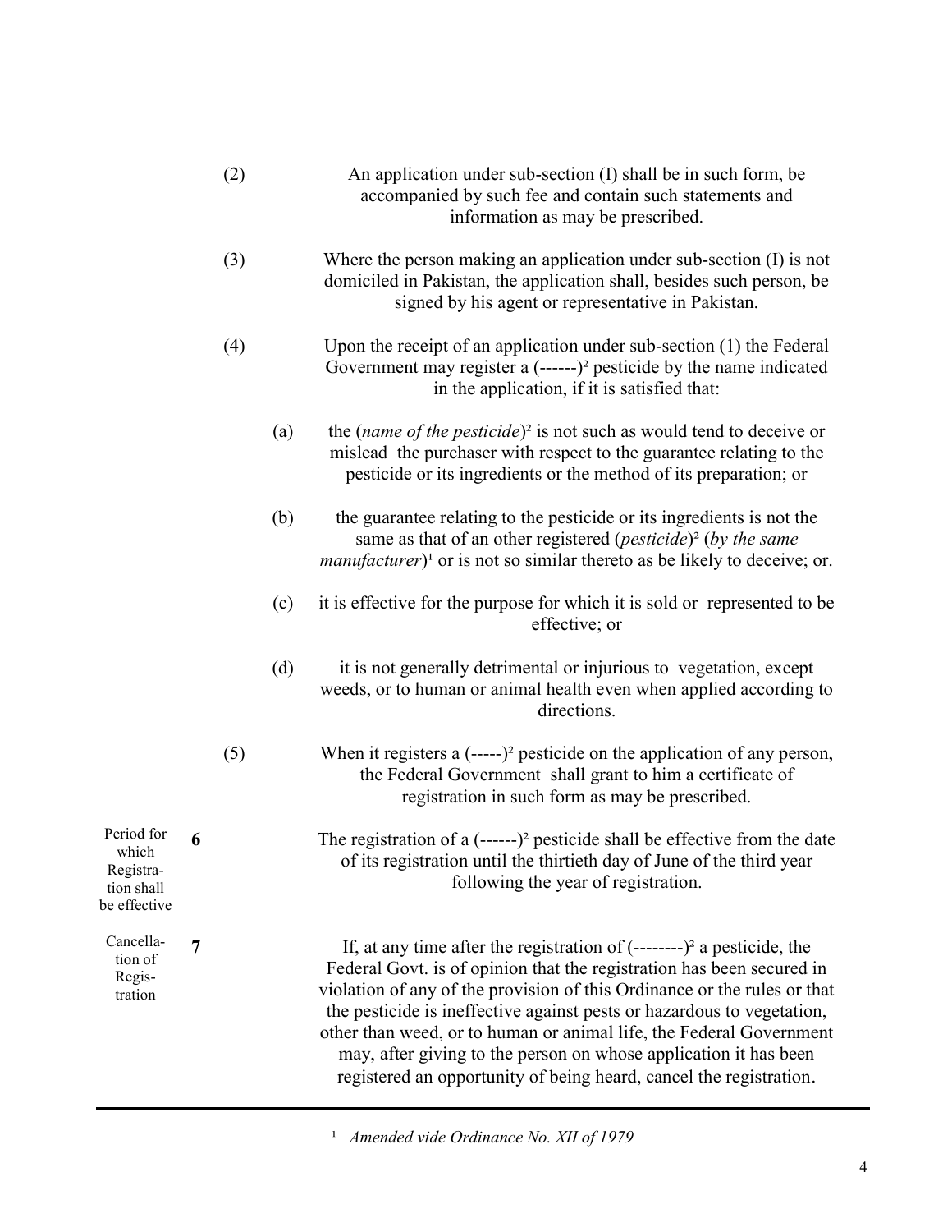(2) An application under sub-section (I) shall be in such form, be accompanied by such fee and contain such statements and information as may be prescribed.

(3) Where the person making an application under sub-section (I) is not domiciled in Pakistan, the application shall, besides such person, be signed by his agent or representative in Pakistan.

(4) Upon the receipt of an application under sub-section (1) the Federal Government may register a (------)[2] pesticide by the name indicated in the application, if it is satisfied that:

(a) the (*name of the pesticide*)[2] is not such as would tend to deceive or mislead the purchaser with respect to the guarantee relating to the pesticide or its ingredients or the method of its preparation; or

(b) the guarantee relating to the pesticide or its ingredients is not the same as that of an other registered (*pesticide*)[2] (*by the same manufacturer*)[1] or is not so similar thereto as be likely to deceive; or.

(c) it is effective for the purpose for which it is sold or represented to be effective; or

(d) it is not generally detrimental or injurious to vegetation, except weeds, or to human or animal health even when applied according to directions.

(5) When it registers a (-----)[2] pesticide on the application of any person, the Federal Government shall grant to him a certificate of registration in such form as may be prescribed.

**6** *Period for which Registration shall be effective* — The registration of a (------)[2] pesticide shall be effective from the date of its registration until the thirtieth day of June of the third year following the year of registration.

**7** *Cancellation of Registration* — If, at any time after the registration of (--------)[2] a pesticide, the Federal Govt. is of opinion that the registration has been secured in violation of any of the provision of this Ordinance or the rules or that the pesticide is ineffective against pests or hazardous to vegetation, other than weed, or to human or animal life, the Federal Government may, after giving to the person on whose application it has been registered an opportunity of being heard, cancel the registration.

---

[1] *Amended vide Ordinance No. XII of 1979*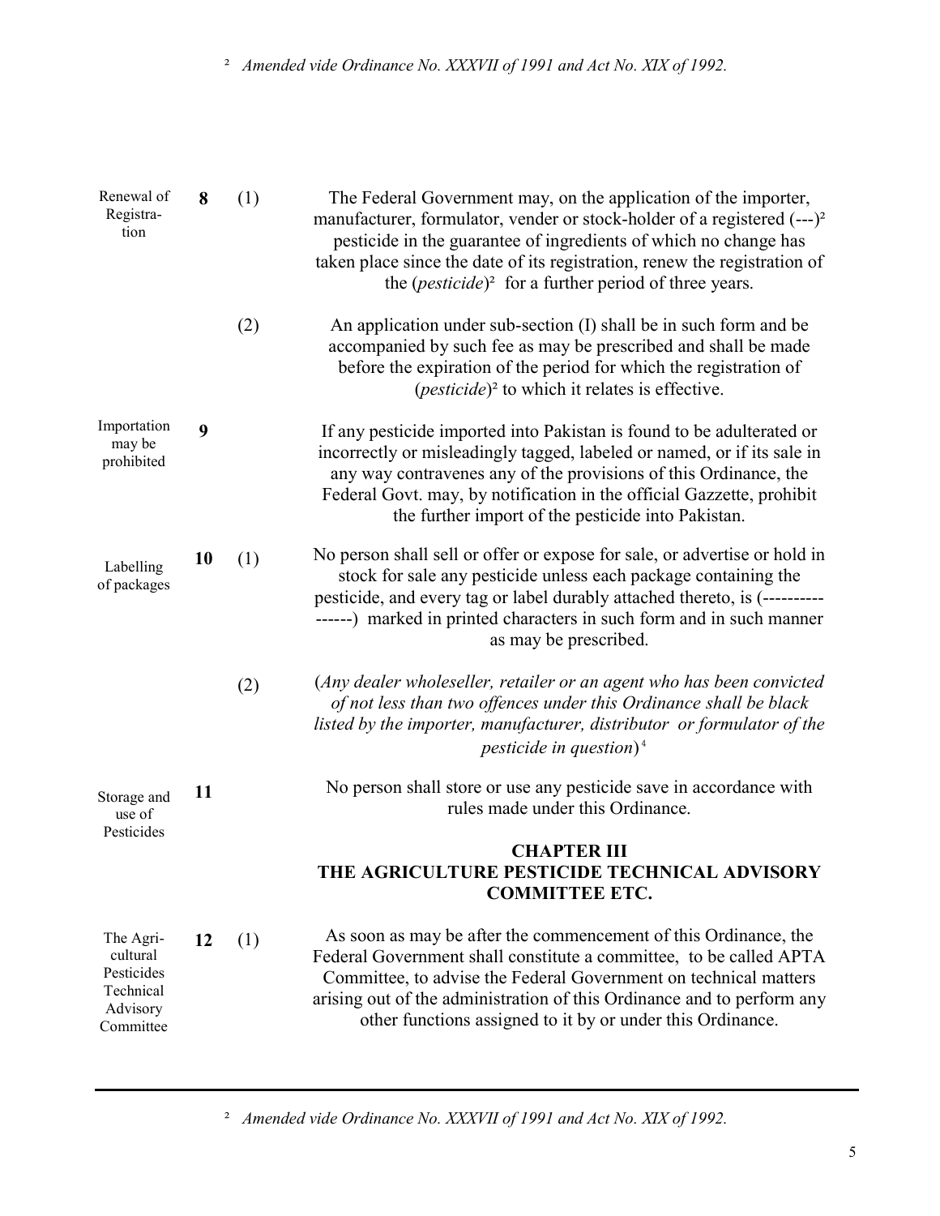[2] *Amended vide Ordinance No. XXXVII of 1991 and Act No. XIX of 1992.*

**Renewal of Registration**

**8** (1) The Federal Government may, on the application of the importer, manufacturer, formulator, vender or stock-holder of a registered (---)[2] pesticide in the guarantee of ingredients of which no change has taken place since the date of its registration, renew the registration of the (*pesticide*)[2] for a further period of three years.

(2) An application under sub-section (I) shall be in such form and be accompanied by such fee as may be prescribed and shall be made before the expiration of the period for which the registration of (*pesticide*)[2] to which it relates is effective.

**Importation may be prohibited**

**9** If any pesticide imported into Pakistan is found to be adulterated or incorrectly or misleadingly tagged, labeled or named, or if its sale in any way contravenes any of the provisions of this Ordinance, the Federal Govt. may, by notification in the official Gazzette, prohibit the further import of the pesticide into Pakistan.

**Labelling of packages**

**10** (1) No person shall sell or offer or expose for sale, or advertise or hold in stock for sale any pesticide unless each package containing the pesticide, and every tag or label durably attached thereto, is (---------------- ) marked in printed characters in such form and in such manner as may be prescribed.

(2) (*Any dealer wholeseller, retailer or an agent who has been convicted of not less than two offences under this Ordinance shall be black listed by the importer, manufacturer, distributor or formulator of the pesticide in question*)[4]

**Storage and use of Pesticides**

**11** No person shall store or use any pesticide save in accordance with rules made under this Ordinance.

## CHAPTER III
## THE AGRICULTURE PESTICIDE TECHNICAL ADVISORY COMMITTEE ETC.

**The Agricultural Pesticides Technical Advisory Committee**

**12** (1) As soon as may be after the commencement of this Ordinance, the Federal Government shall constitute a committee, to be called APTA Committee, to advise the Federal Government on technical matters arising out of the administration of this Ordinance and to perform any other functions assigned to it by or under this Ordinance.

---

[2] *Amended vide Ordinance No. XXXVII of 1991 and Act No. XIX of 1992.*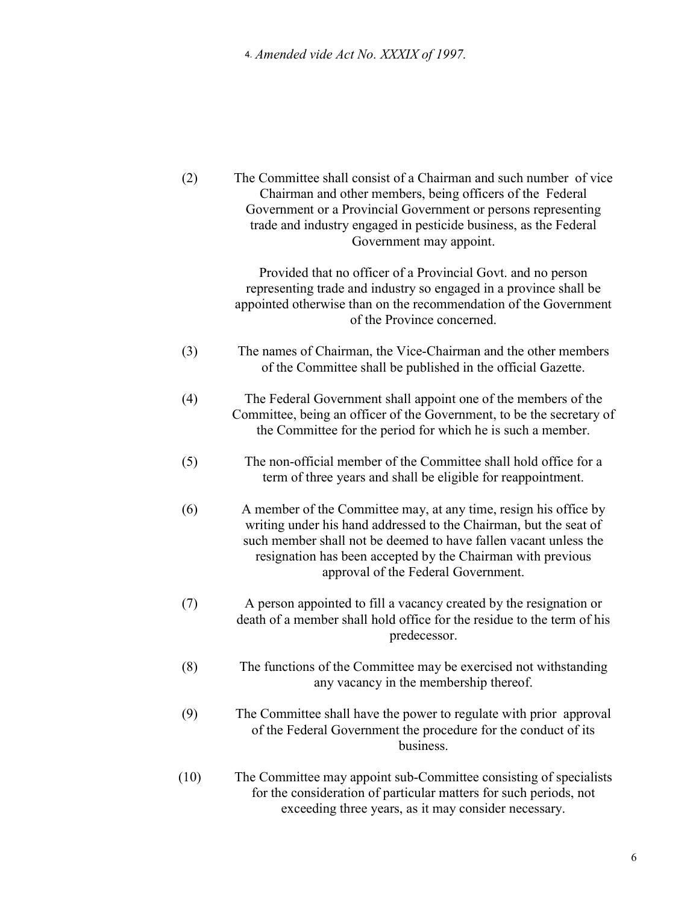4. *Amended vide Act No. XXXIX of 1997.*

(2) The Committee shall consist of a Chairman and such number of vice Chairman and other members, being officers of the Federal Government or a Provincial Government or persons representing trade and industry engaged in pesticide business, as the Federal Government may appoint.

Provided that no officer of a Provincial Govt. and no person representing trade and industry so engaged in a province shall be appointed otherwise than on the recommendation of the Government of the Province concerned.

(3) The names of Chairman, the Vice-Chairman and the other members of the Committee shall be published in the official Gazette.

(4) The Federal Government shall appoint one of the members of the Committee, being an officer of the Government, to be the secretary of the Committee for the period for which he is such a member.

(5) The non-official member of the Committee shall hold office for a term of three years and shall be eligible for reappointment.

(6) A member of the Committee may, at any time, resign his office by writing under his hand addressed to the Chairman, but the seat of such member shall not be deemed to have fallen vacant unless the resignation has been accepted by the Chairman with previous approval of the Federal Government.

(7) A person appointed to fill a vacancy created by the resignation or death of a member shall hold office for the residue to the term of his predecessor.

(8) The functions of the Committee may be exercised not withstanding any vacancy in the membership thereof.

(9) The Committee shall have the power to regulate with prior approval of the Federal Government the procedure for the conduct of its business.

(10) The Committee may appoint sub-Committee consisting of specialists for the consideration of particular matters for such periods, not exceeding three years, as it may consider necessary.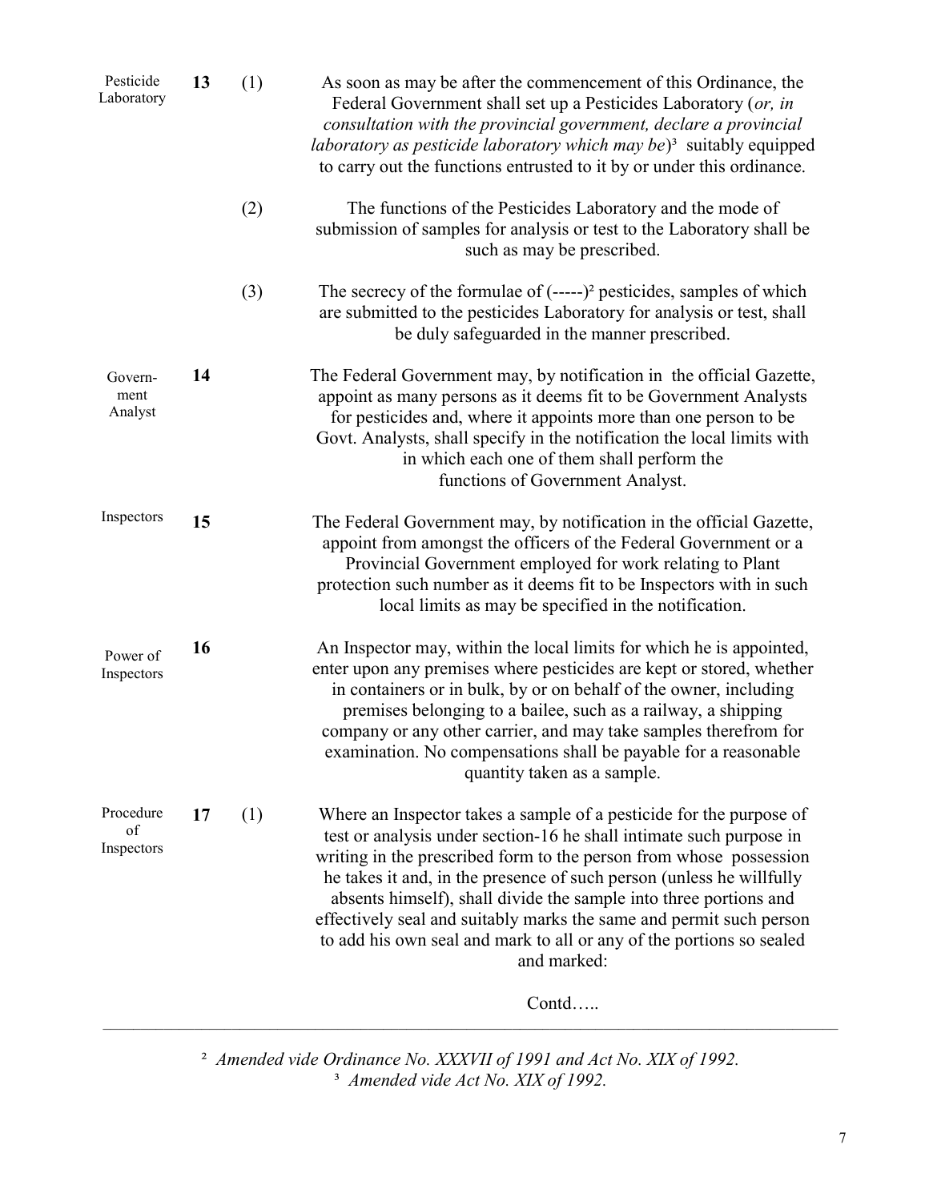**Pesticide Laboratory**

**13** (1) As soon as may be after the commencement of this Ordinance, the Federal Government shall set up a Pesticides Laboratory (*or, in consultation with the provincial government, declare a provincial laboratory as pesticide laboratory which may be*)[3] suitably equipped to carry out the functions entrusted to it by or under this ordinance.

(2) The functions of the Pesticides Laboratory and the mode of submission of samples for analysis or test to the Laboratory shall be such as may be prescribed.

(3) The secrecy of the formulae of (-----)[2] pesticides, samples of which are submitted to the pesticides Laboratory for analysis or test, shall be duly safeguarded in the manner prescribed.

**Government Analyst**

**14** The Federal Government may, by notification in the official Gazette, appoint as many persons as it deems fit to be Government Analysts for pesticides and, where it appoints more than one person to be Govt. Analysts, shall specify in the notification the local limits with in which each one of them shall perform the functions of Government Analyst.

**Inspectors**

**15** The Federal Government may, by notification in the official Gazette, appoint from amongst the officers of the Federal Government or a Provincial Government employed for work relating to Plant protection such number as it deems fit to be Inspectors with in such local limits as may be specified in the notification.

**Power of Inspectors**

**16** An Inspector may, within the local limits for which he is appointed, enter upon any premises where pesticides are kept or stored, whether in containers or in bulk, by or on behalf of the owner, including premises belonging to a bailee, such as a railway, a shipping company or any other carrier, and may take samples therefrom for examination. No compensations shall be payable for a reasonable quantity taken as a sample.

**Procedure of Inspectors**

**17** (1) Where an Inspector takes a sample of a pesticide for the purpose of test or analysis under section-16 he shall intimate such purpose in writing in the prescribed form to the person from whose possession he takes it and, in the presence of such person (unless he willfully absents himself), shall divide the sample into three portions and effectively seal and suitably marks the same and permit such person to add his own seal and mark to all or any of the portions so sealed and marked:

Contd…..

---

[2] *Amended vide Ordinance No. XXXVII of 1991 and Act No. XIX of 1992.*

[3] *Amended vide Act No. XIX of 1992.*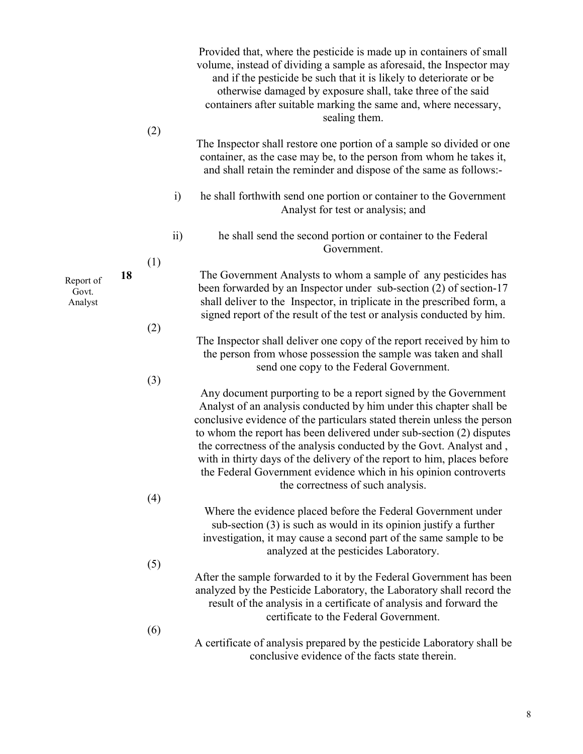Provided that, where the pesticide is made up in containers of small volume, instead of dividing a sample as aforesaid, the Inspector may and if the pesticide be such that it is likely to deteriorate or be otherwise damaged by exposure shall, take three of the said containers after suitable marking the same and, where necessary, sealing them.

(2) The Inspector shall restore one portion of a sample so divided or one container, as the case may be, to the person from whom he takes it, and shall retain the reminder and dispose of the same as follows:-

i) he shall forthwith send one portion or container to the Government Analyst for test or analysis; and

ii) he shall send the second portion or container to the Federal Government.

**18** Report of Govt. Analyst

(1) The Government Analysts to whom a sample of any pesticides has been forwarded by an Inspector under sub-section (2) of section-17 shall deliver to the Inspector, in triplicate in the prescribed form, a signed report of the result of the test or analysis conducted by him.

(2) The Inspector shall deliver one copy of the report received by him to the person from whose possession the sample was taken and shall send one copy to the Federal Government.

(3) Any document purporting to be a report signed by the Government Analyst of an analysis conducted by him under this chapter shall be conclusive evidence of the particulars stated therein unless the person to whom the report has been delivered under sub-section (2) disputes the correctness of the analysis conducted by the Govt. Analyst and , with in thirty days of the delivery of the report to him, places before the Federal Government evidence which in his opinion controverts the correctness of such analysis.

(4) Where the evidence placed before the Federal Government under sub-section (3) is such as would in its opinion justify a further investigation, it may cause a second part of the same sample to be analyzed at the pesticides Laboratory.

(5) After the sample forwarded to it by the Federal Government has been analyzed by the Pesticide Laboratory, the Laboratory shall record the result of the analysis in a certificate of analysis and forward the certificate to the Federal Government.

(6) A certificate of analysis prepared by the pesticide Laboratory shall be conclusive evidence of the facts state therein.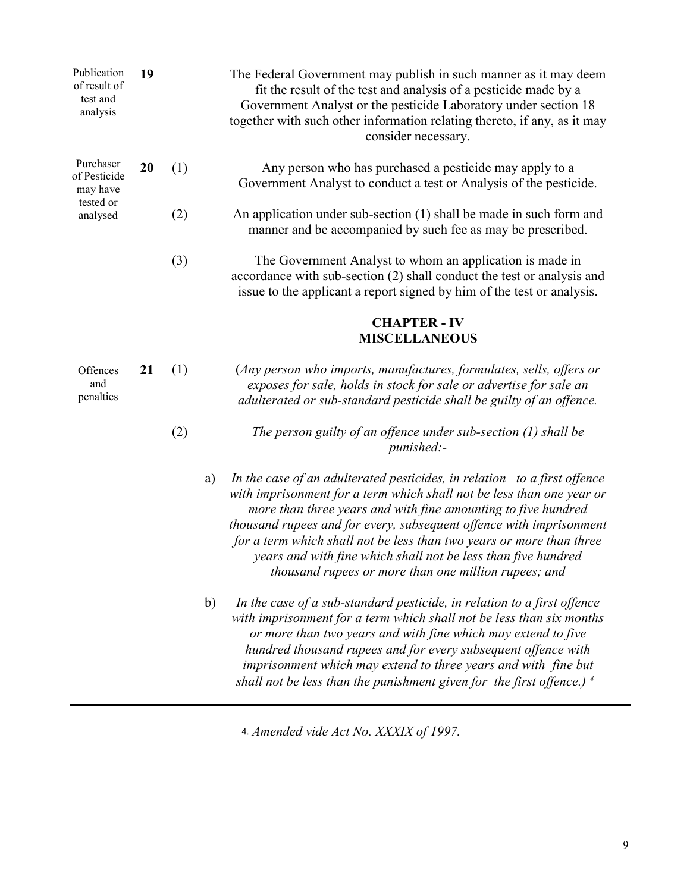**19. Publication of result of test and analysis**

The Federal Government may publish in such manner as it may deem fit the result of the test and analysis of a pesticide made by a Government Analyst or the pesticide Laboratory under section 18 together with such other information relating thereto, if any, as it may consider necessary.

**20. Purchaser of Pesticide may have tested or analysed**

(1) Any person who has purchased a pesticide may apply to a Government Analyst to conduct a test or Analysis of the pesticide.

(2) An application under sub-section (1) shall be made in such form and manner and be accompanied by such fee as may be prescribed.

(3) The Government Analyst to whom an application is made in accordance with sub-section (2) shall conduct the test or analysis and issue to the applicant a report signed by him of the test or analysis.

## CHAPTER - IV
## MISCELLANEOUS

**21. Offences and penalties**

(1) *(Any person who imports, manufactures, formulates, sells, offers or exposes for sale, holds in stock for sale or advertise for sale an adulterated or sub-standard pesticide shall be guilty of an offence.*

(2) *The person guilty of an offence under sub-section (1) shall be punished:-*

a) *In the case of an adulterated pesticides, in relation to a first offence with imprisonment for a term which shall not be less than one year or more than three years and with fine amounting to five hundred thousand rupees and for every, subsequent offence with imprisonment for a term which shall not be less than two years or more than three years and with fine which shall not be less than five hundred thousand rupees or more than one million rupees; and*

b) *In the case of a sub-standard pesticide, in relation to a first offence with imprisonment for a term which shall not be less than six months or more than two years and with fine which may extend to five hundred thousand rupees and for every subsequent offence with imprisonment which may extend to three years and with fine but shall not be less than the punishment given for the first offence.)* [4]

---

4. *Amended vide Act No. XXXIX of 1997.*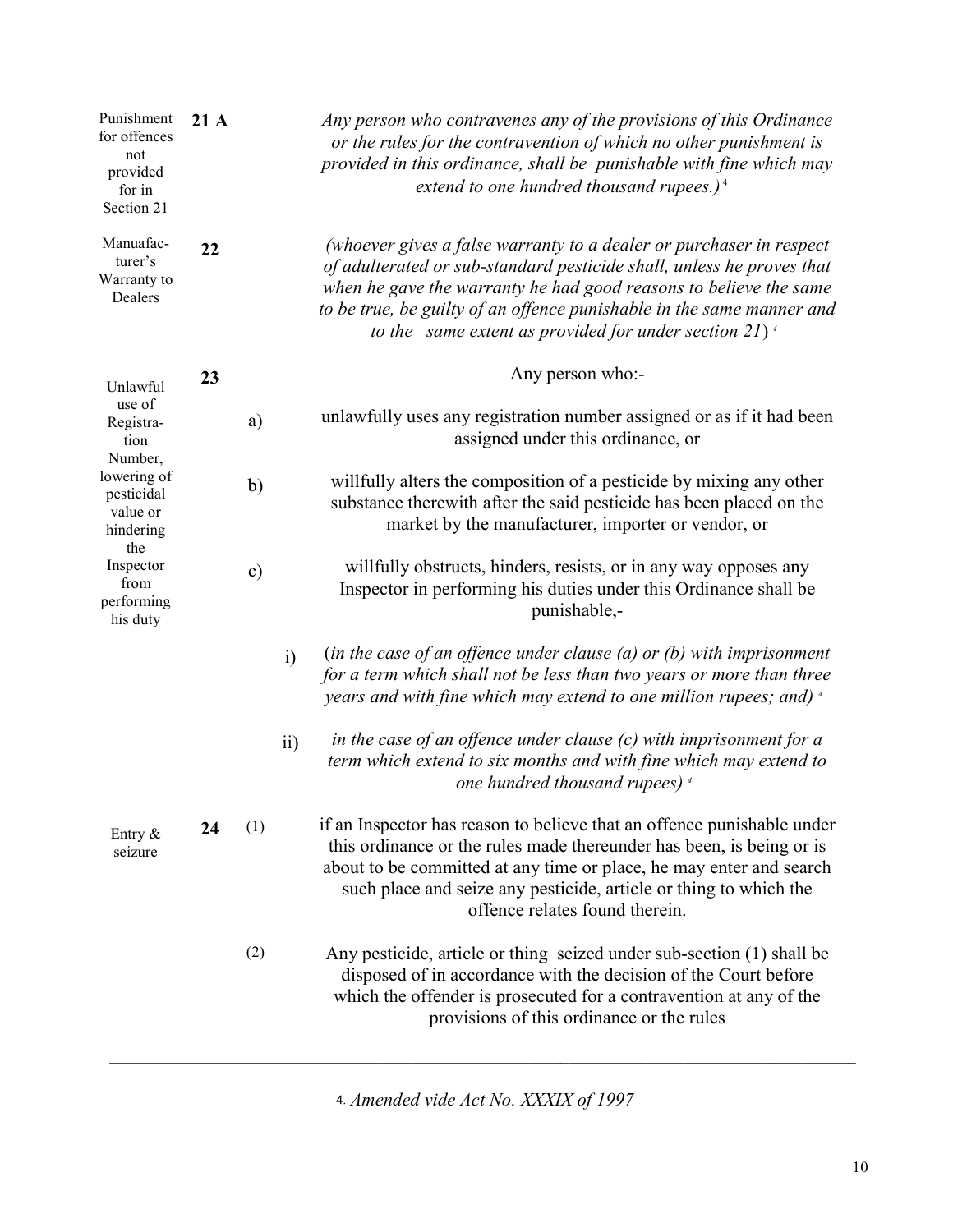**Punishment for offences not provided for in Section 21**

**21 A** *Any person who contravenes any of the provisions of this Ordinance or the rules for the contravention of which no other punishment is provided in this ordinance, shall be punishable with fine which may extend to one hundred thousand rupees.)* [4]

**Manuafacturer's Warranty to Dealers**

**22** *(whoever gives a false warranty to a dealer or purchaser in respect of adulterated or sub-standard pesticide shall, unless he proves that when he gave the warranty he had good reasons to believe the same to be true, be guilty of an offence punishable in the same manner and to the same extent as provided for under section 21)* [4]

**Unlawful use of Registration Number, lowering of pesticidal value or hindering the Inspector from performing his duty**

**23** Any person who:-

a) unlawfully uses any registration number assigned or as if it had been assigned under this ordinance, or

b) willfully alters the composition of a pesticide by mixing any other substance therewith after the said pesticide has been placed on the market by the manufacturer, importer or vendor, or

c) willfully obstructs, hinders, resists, or in any way opposes any Inspector in performing his duties under this Ordinance shall be punishable,-

i) (*in the case of an offence under clause (a) or (b) with imprisonment for a term which shall not be less than two years or more than three years and with fine which may extend to one million rupees; and)* [4]

ii) *in the case of an offence under clause (c) with imprisonment for a term which extend to six months and with fine which may extend to one hundred thousand rupees)* [4]

**Entry & seizure**

**24** (1) if an Inspector has reason to believe that an offence punishable under this ordinance or the rules made thereunder has been, is being or is about to be committed at any time or place, he may enter and search such place and seize any pesticide, article or thing to which the offence relates found therein.

(2) Any pesticide, article or thing seized under sub-section (1) shall be disposed of in accordance with the decision of the Court before which the offender is prosecuted for a contravention at any of the provisions of this ordinance or the rules

---

4. *Amended vide Act No. XXXIX of 1997*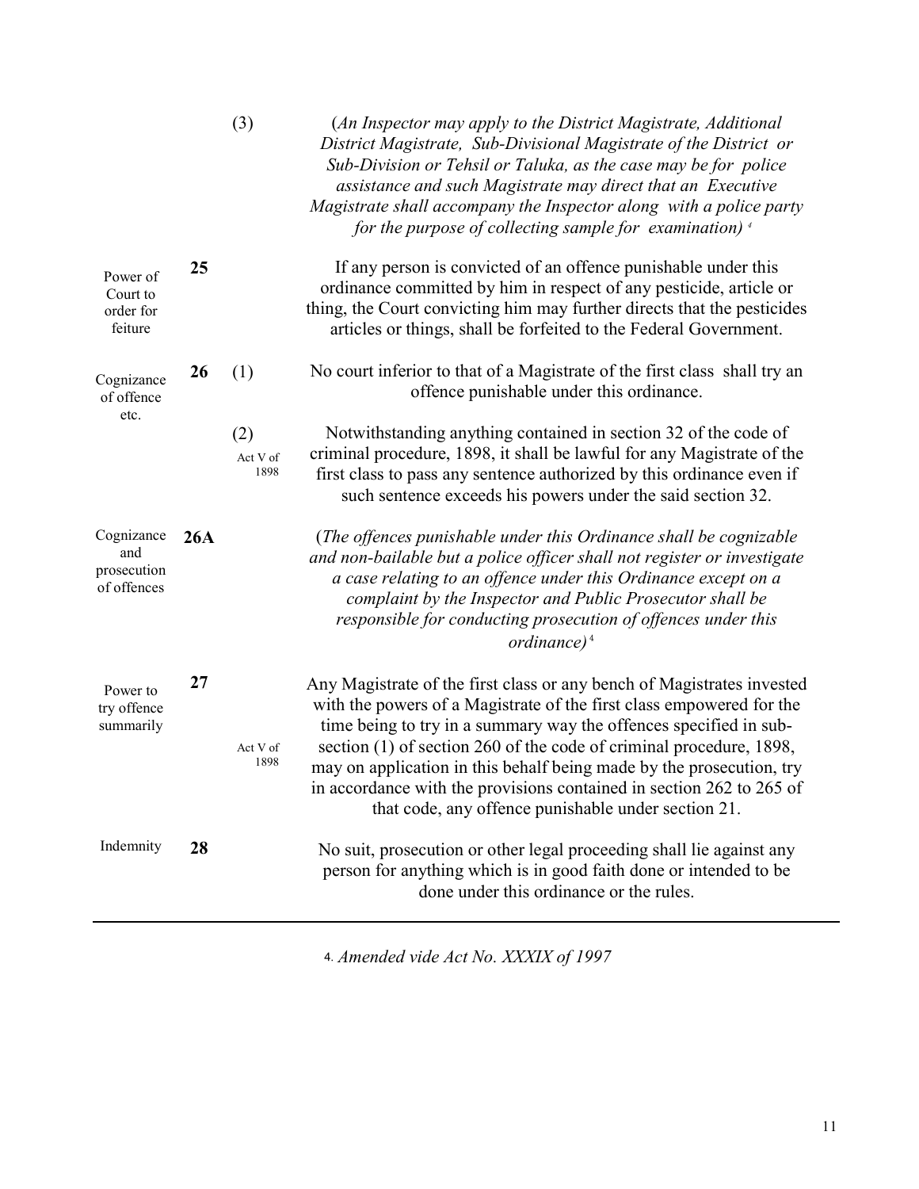(3) *(An Inspector may apply to the District Magistrate, Additional District Magistrate, Sub-Divisional Magistrate of the District or Sub-Division or Tehsil or Taluka, as the case may be for police assistance and such Magistrate may direct that an Executive Magistrate shall accompany the Inspector along with a police party for the purpose of collecting sample for examination)* [4]

**25** — *Power of Court to order for feiture*

If any person is convicted of an offence punishable under this ordinance committed by him in respect of any pesticide, article or thing, the Court convicting him may further directs that the pesticides articles or things, shall be forfeited to the Federal Government.

**26** — *Cognizance of offence etc.*

(1) No court inferior to that of a Magistrate of the first class shall try an offence punishable under this ordinance.

(2) *Act V of 1898* — Notwithstanding anything contained in section 32 of the code of criminal procedure, 1898, it shall be lawful for any Magistrate of the first class to pass any sentence authorized by this ordinance even if such sentence exceeds his powers under the said section 32.

**26A** — *Cognizance and prosecution of offences*

*(The offences punishable under this Ordinance shall be cognizable and non-bailable but a police officer shall not register or investigate a case relating to an offence under this Ordinance except on a complaint by the Inspector and Public Prosecutor shall be responsible for conducting prosecution of offences under this ordinance)* [4]

**27** — *Power to try offence summarily*

*Act V of 1898* — Any Magistrate of the first class or any bench of Magistrates invested with the powers of a Magistrate of the first class empowered for the time being to try in a summary way the offences specified in sub-section (1) of section 260 of the code of criminal procedure, 1898, may on application in this behalf being made by the prosecution, try in accordance with the provisions contained in section 262 to 265 of that code, any offence punishable under section 21.

**28** — *Indemnity*

No suit, prosecution or other legal proceeding shall lie against any person for anything which is in good faith done or intended to be done under this ordinance or the rules.

---

4. *Amended vide Act No. XXXIX of 1997*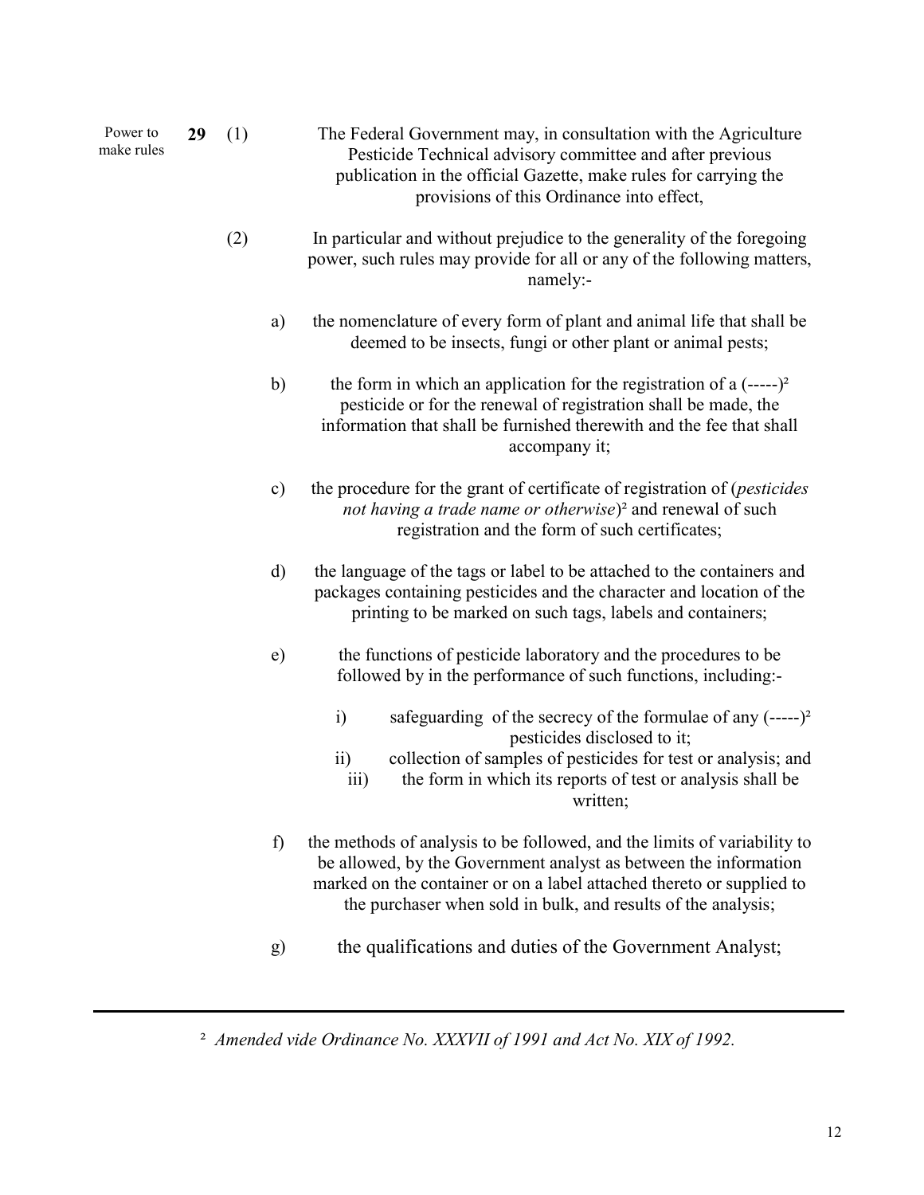Power to make rules

**29** (1) The Federal Government may, in consultation with the Agriculture Pesticide Technical advisory committee and after previous publication in the official Gazette, make rules for carrying the provisions of this Ordinance into effect,

(2) In particular and without prejudice to the generality of the foregoing power, such rules may provide for all or any of the following matters, namely:-

a) the nomenclature of every form of plant and animal life that shall be deemed to be insects, fungi or other plant or animal pests;

b) the form in which an application for the registration of a (-----)[2] pesticide or for the renewal of registration shall be made, the information that shall be furnished therewith and the fee that shall accompany it;

c) the procedure for the grant of certificate of registration of (*pesticides not having a trade name or otherwise*)[2] and renewal of such registration and the form of such certificates;

d) the language of the tags or label to be attached to the containers and packages containing pesticides and the character and location of the printing to be marked on such tags, labels and containers;

e) the functions of pesticide laboratory and the procedures to be followed by in the performance of such functions, including:-

i) safeguarding of the secrecy of the formulae of any (-----)[2] pesticides disclosed to it;
ii) collection of samples of pesticides for test or analysis; and
iii) the form in which its reports of test or analysis shall be written;

f) the methods of analysis to be followed, and the limits of variability to be allowed, by the Government analyst as between the information marked on the container or on a label attached thereto or supplied to the purchaser when sold in bulk, and results of the analysis;

g) the qualifications and duties of the Government Analyst;

---

[2] *Amended vide Ordinance No. XXXVII of 1991 and Act No. XIX of 1992.*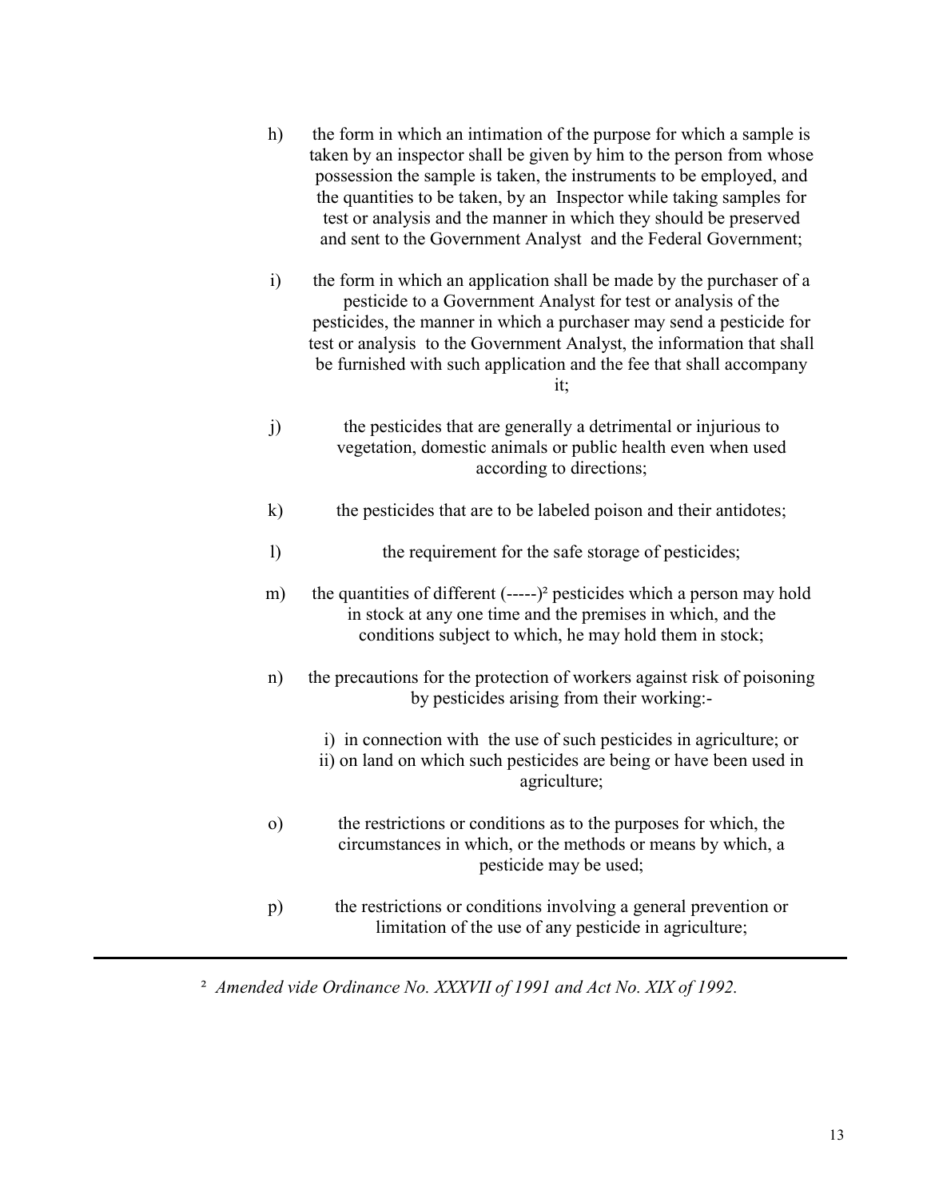h) the form in which an intimation of the purpose for which a sample is taken by an inspector shall be given by him to the person from whose possession the sample is taken, the instruments to be employed, and the quantities to be taken, by an Inspector while taking samples for test or analysis and the manner in which they should be preserved and sent to the Government Analyst and the Federal Government;

i) the form in which an application shall be made by the purchaser of a pesticide to a Government Analyst for test or analysis of the pesticides, the manner in which a purchaser may send a pesticide for test or analysis to the Government Analyst, the information that shall be furnished with such application and the fee that shall accompany it;

j) the pesticides that are generally a detrimental or injurious to vegetation, domestic animals or public health even when used according to directions;

k) the pesticides that are to be labeled poison and their antidotes;

l) the requirement for the safe storage of pesticides;

m) the quantities of different (-----)[2] pesticides which a person may hold in stock at any one time and the premises in which, and the conditions subject to which, he may hold them in stock;

n) the precautions for the protection of workers against risk of poisoning by pesticides arising from their working:-

   i) in connection with the use of such pesticides in agriculture; or
   ii) on land on which such pesticides are being or have been used in agriculture;

o) the restrictions or conditions as to the purposes for which, the circumstances in which, or the methods or means by which, a pesticide may be used;

p) the restrictions or conditions involving a general prevention or limitation of the use of any pesticide in agriculture;

---

[2] *Amended vide Ordinance No. XXXVII of 1991 and Act No. XIX of 1992.*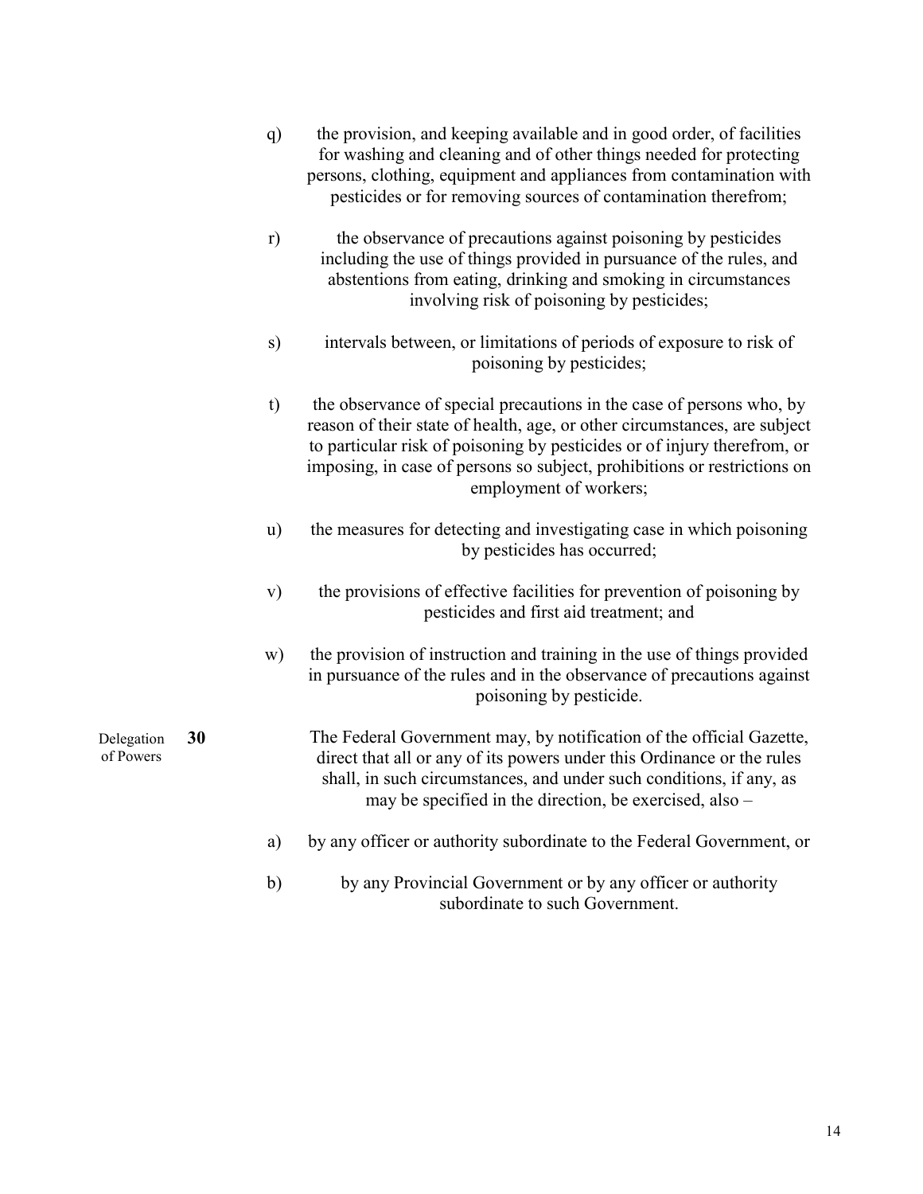q) the provision, and keeping available and in good order, of facilities for washing and cleaning and of other things needed for protecting persons, clothing, equipment and appliances from contamination with pesticides or for removing sources of contamination therefrom;

r) the observance of precautions against poisoning by pesticides including the use of things provided in pursuance of the rules, and abstentions from eating, drinking and smoking in circumstances involving risk of poisoning by pesticides;

s) intervals between, or limitations of periods of exposure to risk of poisoning by pesticides;

t) the observance of special precautions in the case of persons who, by reason of their state of health, age, or other circumstances, are subject to particular risk of poisoning by pesticides or of injury therefrom, or imposing, in case of persons so subject, prohibitions or restrictions on employment of workers;

u) the measures for detecting and investigating case in which poisoning by pesticides has occurred;

v) the provisions of effective facilities for prevention of poisoning by pesticides and first aid treatment; and

w) the provision of instruction and training in the use of things provided in pursuance of the rules and in the observance of precautions against poisoning by pesticide.

Delegation of Powers

**30** The Federal Government may, by notification of the official Gazette, direct that all or any of its powers under this Ordinance or the rules shall, in such circumstances, and under such conditions, if any, as may be specified in the direction, be exercised, also –

a) by any officer or authority subordinate to the Federal Government, or

b) by any Provincial Government or by any officer or authority subordinate to such Government.